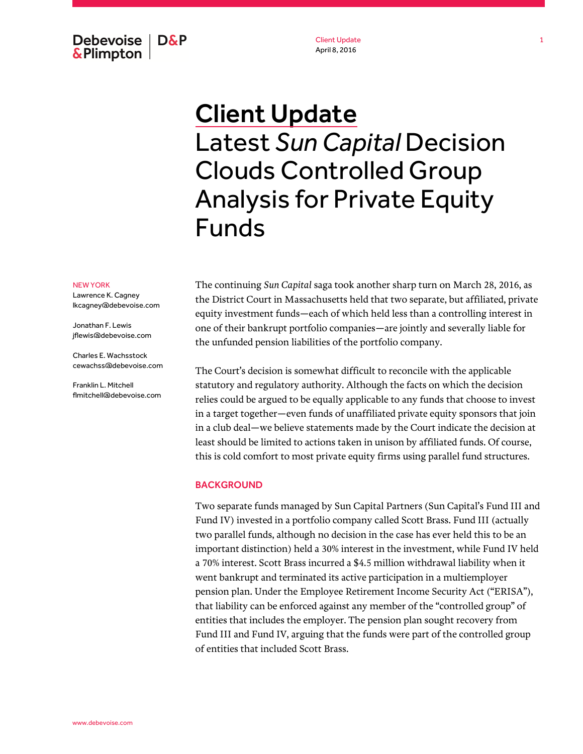# Client Update

## Latest *Sun Capital* Decision Clouds Controlled Group Analysis for Private Equity Funds

NEW YORK

Lawrence K. Cagney
lkcagney@debevoise.com

Jonathan F. Lewis
jflewis@debevoise.com

Charles E. Wachsstock
cewachss@debevoise.com

Franklin L. Mitchell
flmitchell@debevoise.com

The continuing *Sun Capital* saga took another sharp turn on March 28, 2016, as the District Court in Massachusetts held that two separate, but affiliated, private equity investment funds—each of which held less than a controlling interest in one of their bankrupt portfolio companies—are jointly and severally liable for the unfunded pension liabilities of the portfolio company.

The Court's decision is somewhat difficult to reconcile with the applicable statutory and regulatory authority. Although the facts on which the decision relies could be argued to be equally applicable to any funds that choose to invest in a target together—even funds of unaffiliated private equity sponsors that join in a club deal—we believe statements made by the Court indicate the decision at least should be limited to actions taken in unison by affiliated funds. Of course, this is cold comfort to most private equity firms using parallel fund structures.

### BACKGROUND

Two separate funds managed by Sun Capital Partners (Sun Capital's Fund III and Fund IV) invested in a portfolio company called Scott Brass. Fund III (actually two parallel funds, although no decision in the case has ever held this to be an important distinction) held a 30% interest in the investment, while Fund IV held a 70% interest. Scott Brass incurred a $4.5 million withdrawal liability when it went bankrupt and terminated its active participation in a multiemployer pension plan. Under the Employee Retirement Income Security Act ("ERISA"), that liability can be enforced against any member of the "controlled group" of entities that includes the employer. The pension plan sought recovery from Fund III and Fund IV, arguing that the funds were part of the controlled group of entities that included Scott Brass.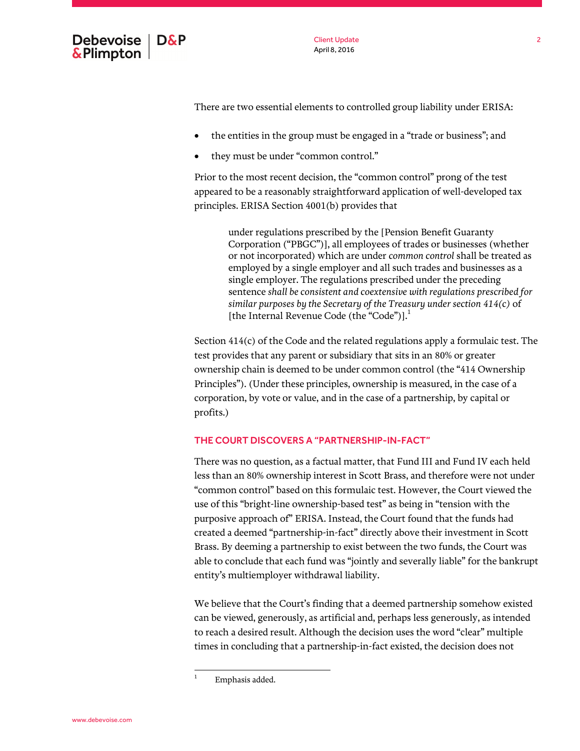There are two essential elements to controlled group liability under ERISA:

- the entities in the group must be engaged in a "trade or business"; and
- they must be under "common control."

Prior to the most recent decision, the "common control" prong of the test appeared to be a reasonably straightforward application of well-developed tax principles. ERISA Section 4001(b) provides that

> under regulations prescribed by the [Pension Benefit Guaranty Corporation ("PBGC")], all employees of trades or businesses (whether or not incorporated) which are under *common control* shall be treated as employed by a single employer and all such trades and businesses as a single employer. The regulations prescribed under the preceding sentence *shall be consistent and coextensive with regulations prescribed for similar purposes by the Secretary of the Treasury under section 414(c)* of [the Internal Revenue Code (the "Code")].[1]

Section 414(c) of the Code and the related regulations apply a formulaic test. The test provides that any parent or subsidiary that sits in an 80% or greater ownership chain is deemed to be under common control (the "414 Ownership Principles"). (Under these principles, ownership is measured, in the case of a corporation, by vote or value, and in the case of a partnership, by capital or profits.)

## THE COURT DISCOVERS A "PARTNERSHIP-IN-FACT"

There was no question, as a factual matter, that Fund III and Fund IV each held less than an 80% ownership interest in Scott Brass, and therefore were not under "common control" based on this formulaic test. However, the Court viewed the use of this "bright-line ownership-based test" as being in "tension with the purposive approach of" ERISA. Instead, the Court found that the funds had created a deemed "partnership-in-fact" directly above their investment in Scott Brass. By deeming a partnership to exist between the two funds, the Court was able to conclude that each fund was "jointly and severally liable" for the bankrupt entity's multiemployer withdrawal liability.

We believe that the Court's finding that a deemed partnership somehow existed can be viewed, generously, as artificial and, perhaps less generously, as intended to reach a desired result. Although the decision uses the word "clear" multiple times in concluding that a partnership-in-fact existed, the decision does not

---

[1] Emphasis added.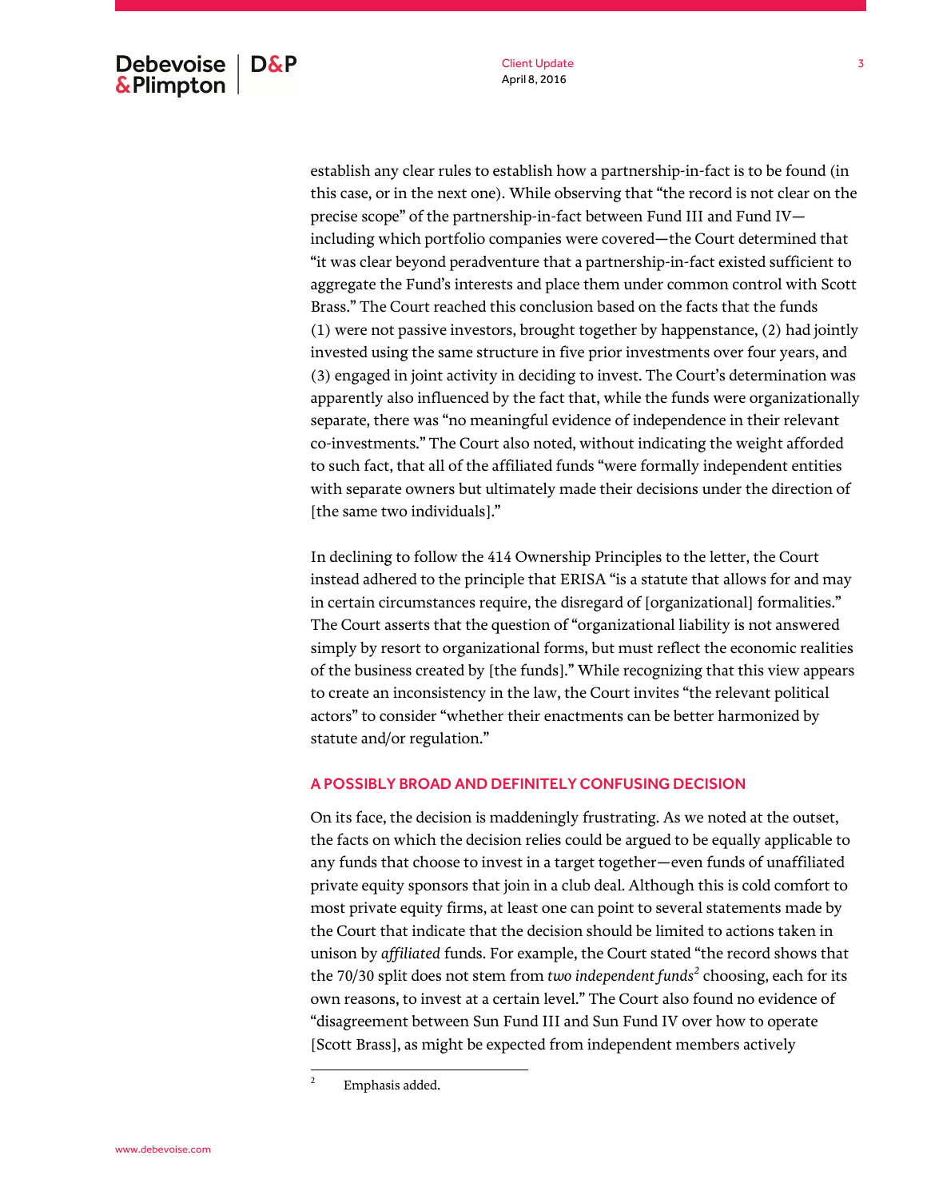establish any clear rules to establish how a partnership-in-fact is to be found (in this case, or in the next one). While observing that "the record is not clear on the precise scope" of the partnership-in-fact between Fund III and Fund IV—including which portfolio companies were covered—the Court determined that "it was clear beyond peradventure that a partnership-in-fact existed sufficient to aggregate the Fund's interests and place them under common control with Scott Brass." The Court reached this conclusion based on the facts that the funds (1) were not passive investors, brought together by happenstance, (2) had jointly invested using the same structure in five prior investments over four years, and (3) engaged in joint activity in deciding to invest. The Court's determination was apparently also influenced by the fact that, while the funds were organizationally separate, there was "no meaningful evidence of independence in their relevant co-investments." The Court also noted, without indicating the weight afforded to such fact, that all of the affiliated funds "were formally independent entities with separate owners but ultimately made their decisions under the direction of [the same two individuals]."

In declining to follow the 414 Ownership Principles to the letter, the Court instead adhered to the principle that ERISA "is a statute that allows for and may in certain circumstances require, the disregard of [organizational] formalities." The Court asserts that the question of "organizational liability is not answered simply by resort to organizational forms, but must reflect the economic realities of the business created by [the funds]." While recognizing that this view appears to create an inconsistency in the law, the Court invites "the relevant political actors" to consider "whether their enactments can be better harmonized by statute and/or regulation."

## A POSSIBLY BROAD AND DEFINITELY CONFUSING DECISION

On its face, the decision is maddeningly frustrating. As we noted at the outset, the facts on which the decision relies could be argued to be equally applicable to any funds that choose to invest in a target together—even funds of unaffiliated private equity sponsors that join in a club deal. Although this is cold comfort to most private equity firms, at least one can point to several statements made by the Court that indicate that the decision should be limited to actions taken in unison by *affiliated* funds. For example, the Court stated "the record shows that the 70/30 split does not stem from *two independent funds*[2] choosing, each for its own reasons, to invest at a certain level." The Court also found no evidence of "disagreement between Sun Fund III and Sun Fund IV over how to operate [Scott Brass], as might be expected from independent members actively

---

[2] Emphasis added.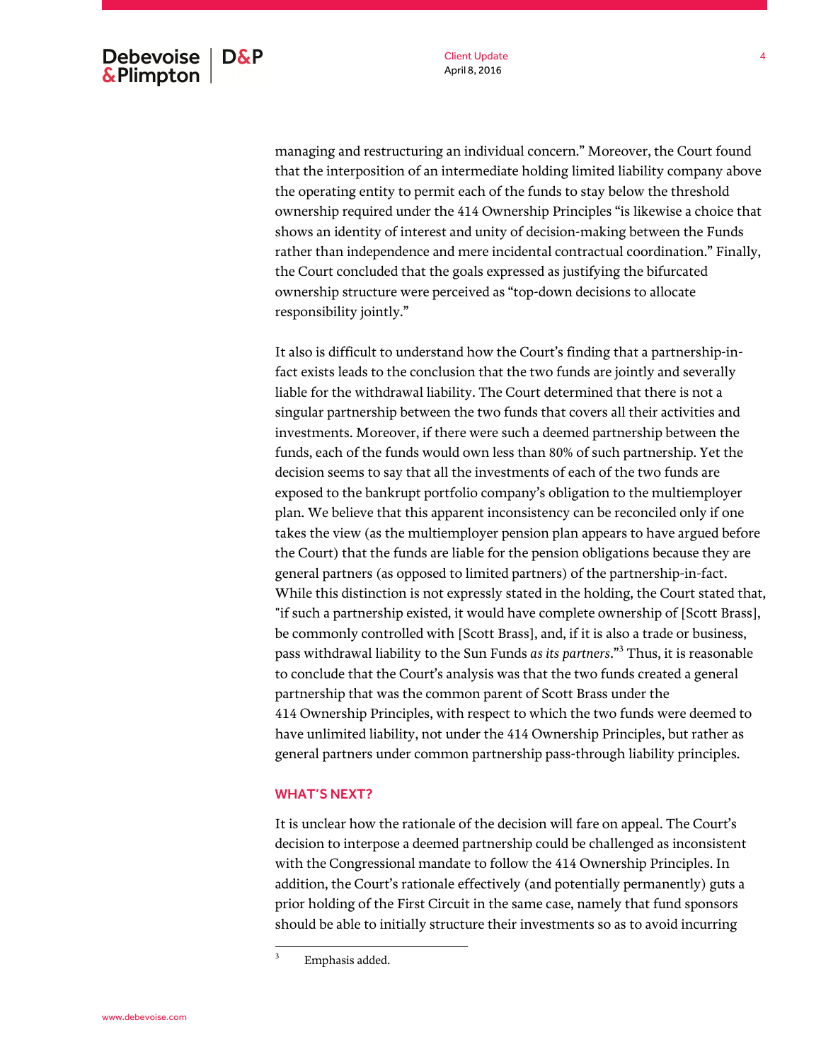managing and restructuring an individual concern." Moreover, the Court found that the interposition of an intermediate holding limited liability company above the operating entity to permit each of the funds to stay below the threshold ownership required under the 414 Ownership Principles "is likewise a choice that shows an identity of interest and unity of decision-making between the Funds rather than independence and mere incidental contractual coordination." Finally, the Court concluded that the goals expressed as justifying the bifurcated ownership structure were perceived as "top-down decisions to allocate responsibility jointly."

It also is difficult to understand how the Court's finding that a partnership-in-fact exists leads to the conclusion that the two funds are jointly and severally liable for the withdrawal liability. The Court determined that there is not a singular partnership between the two funds that covers all their activities and investments. Moreover, if there were such a deemed partnership between the funds, each of the funds would own less than 80% of such partnership. Yet the decision seems to say that all the investments of each of the two funds are exposed to the bankrupt portfolio company's obligation to the multiemployer plan. We believe that this apparent inconsistency can be reconciled only if one takes the view (as the multiemployer pension plan appears to have argued before the Court) that the funds are liable for the pension obligations because they are general partners (as opposed to limited partners) of the partnership-in-fact. While this distinction is not expressly stated in the holding, the Court stated that, "if such a partnership existed, it would have complete ownership of [Scott Brass], be commonly controlled with [Scott Brass], and, if it is also a trade or business, pass withdrawal liability to the Sun Funds *as its partners*."[3] Thus, it is reasonable to conclude that the Court's analysis was that the two funds created a general partnership that was the common parent of Scott Brass under the 414 Ownership Principles, with respect to which the two funds were deemed to have unlimited liability, not under the 414 Ownership Principles, but rather as general partners under common partnership pass-through liability principles.

## WHAT'S NEXT?

It is unclear how the rationale of the decision will fare on appeal. The Court's decision to interpose a deemed partnership could be challenged as inconsistent with the Congressional mandate to follow the 414 Ownership Principles. In addition, the Court's rationale effectively (and potentially permanently) guts a prior holding of the First Circuit in the same case, namely that fund sponsors should be able to initially structure their investments so as to avoid incurring

---

[3] Emphasis added.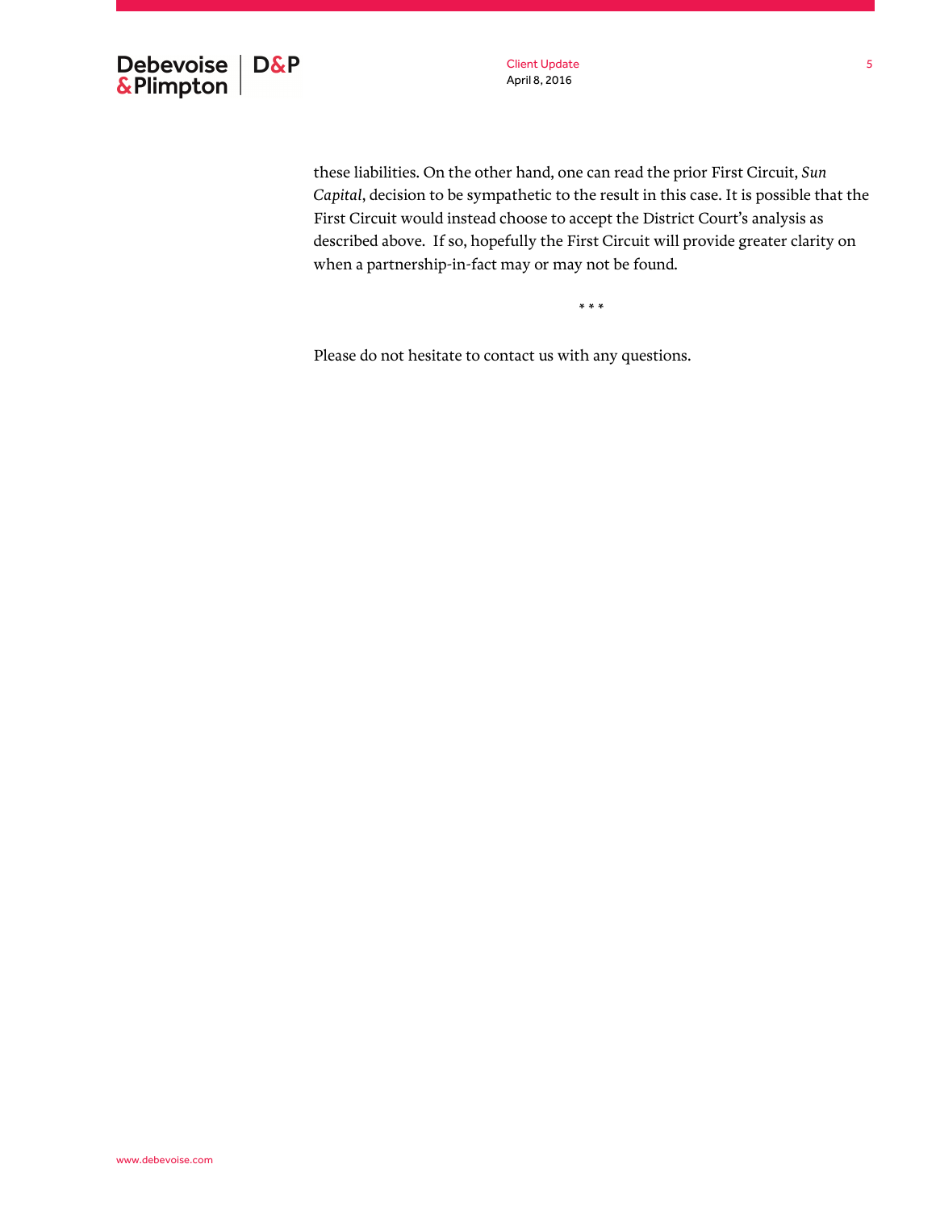these liabilities. On the other hand, one can read the prior First Circuit, *Sun Capital*, decision to be sympathetic to the result in this case. It is possible that the First Circuit would instead choose to accept the District Court's analysis as described above. If so, hopefully the First Circuit will provide greater clarity on when a partnership-in-fact may or may not be found.

\* \* \*

Please do not hesitate to contact us with any questions.